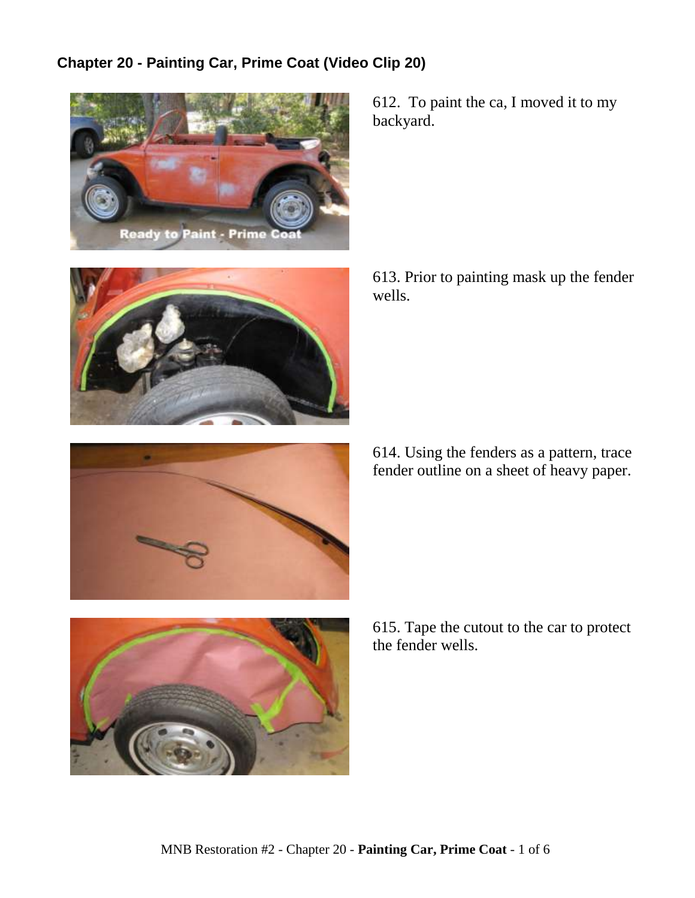## Chapter 20 - Painting Car, Prime Coat (Video Clip 20)

612. To paint the ca, I moved it to my backyard.

613. Prior to painting mask up the fender wells.

614. Using the fenders as a pattern, trace fender outline on a sheet of heavy paper.

615. Tape the cutout to the car to protect the fender wells.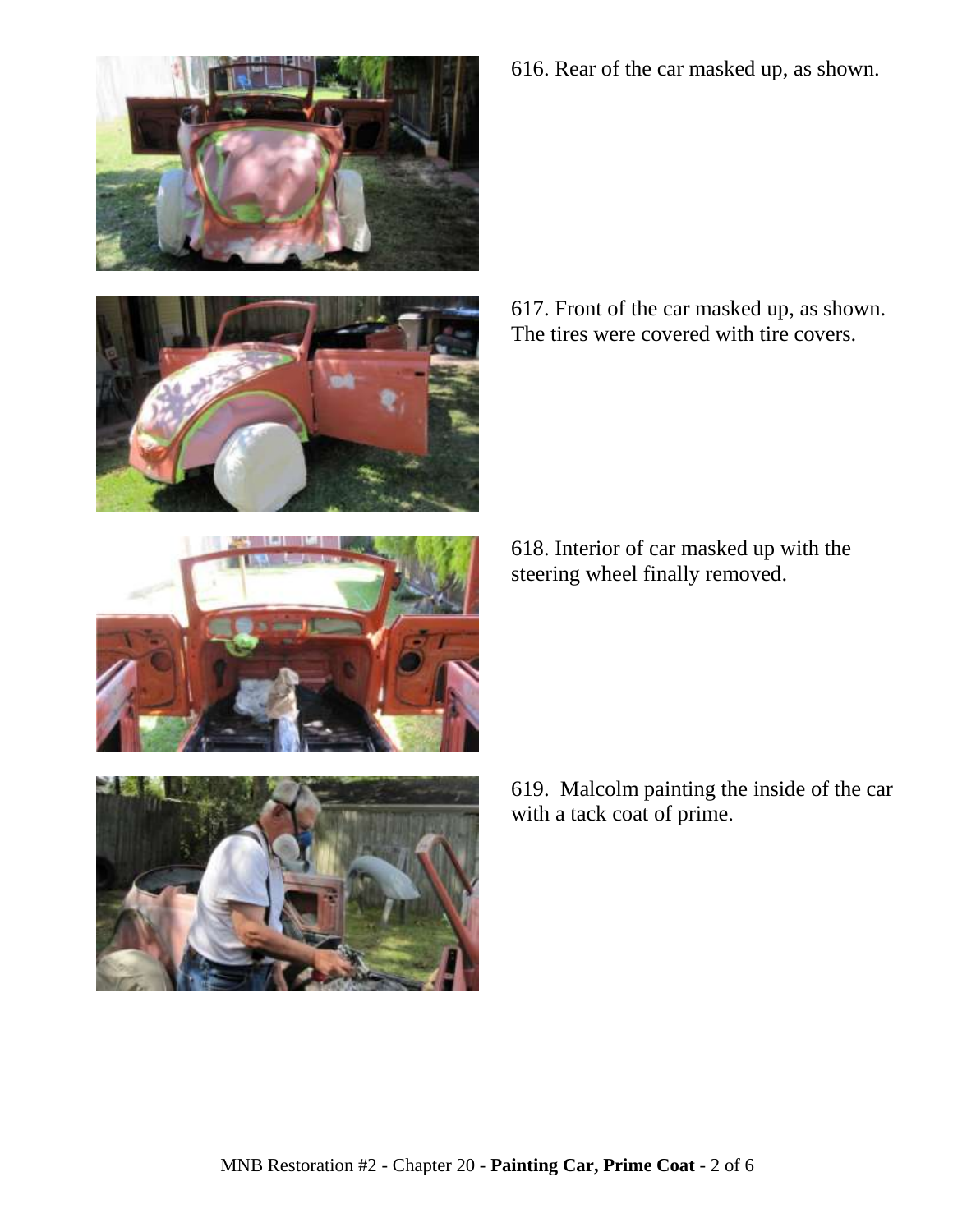616. Rear of the car masked up, as shown.

617. Front of the car masked up, as shown. The tires were covered with tire covers.

618. Interior of car masked up with the steering wheel finally removed.

619. Malcolm painting the inside of the car with a tack coat of prime.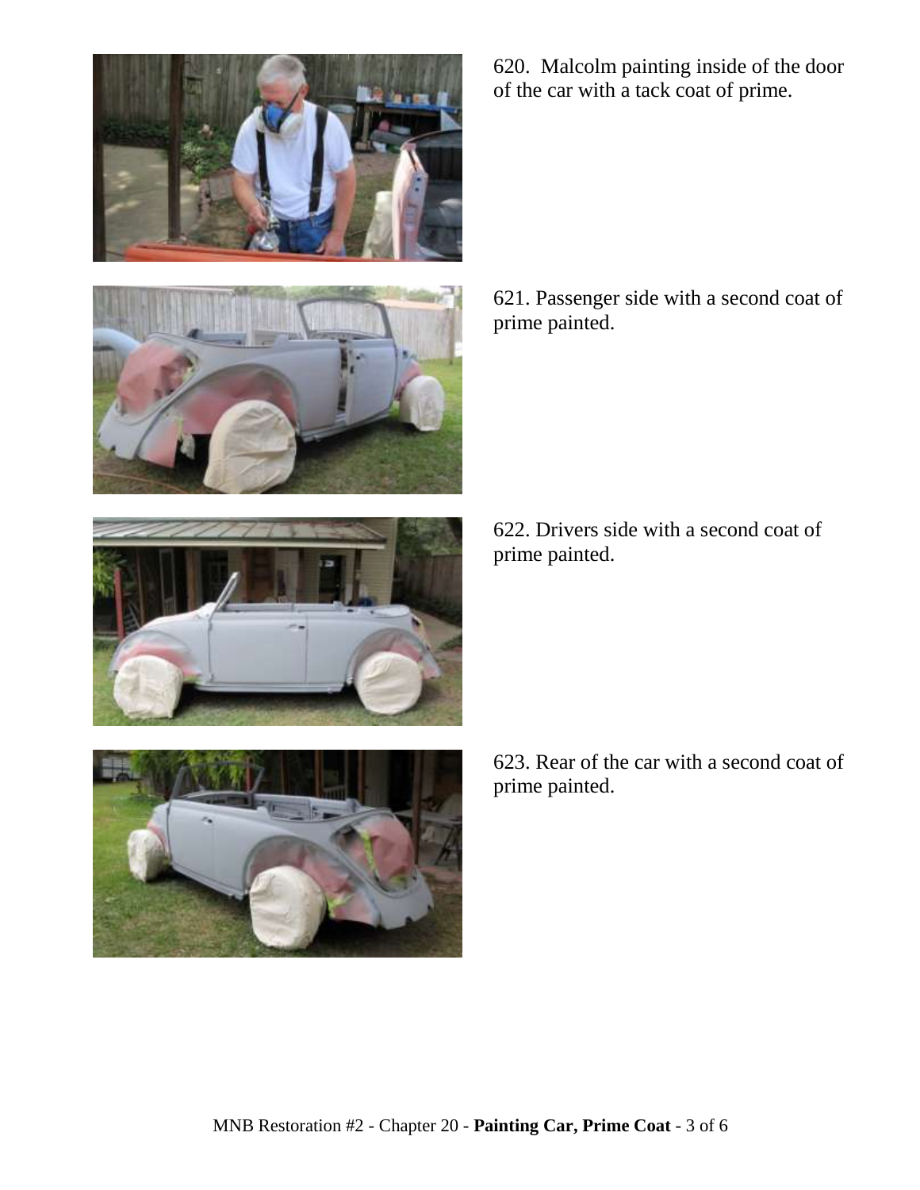620. Malcolm painting inside of the door of the car with a tack coat of prime.

621. Passenger side with a second coat of prime painted.

622. Drivers side with a second coat of prime painted.

623. Rear of the car with a second coat of prime painted.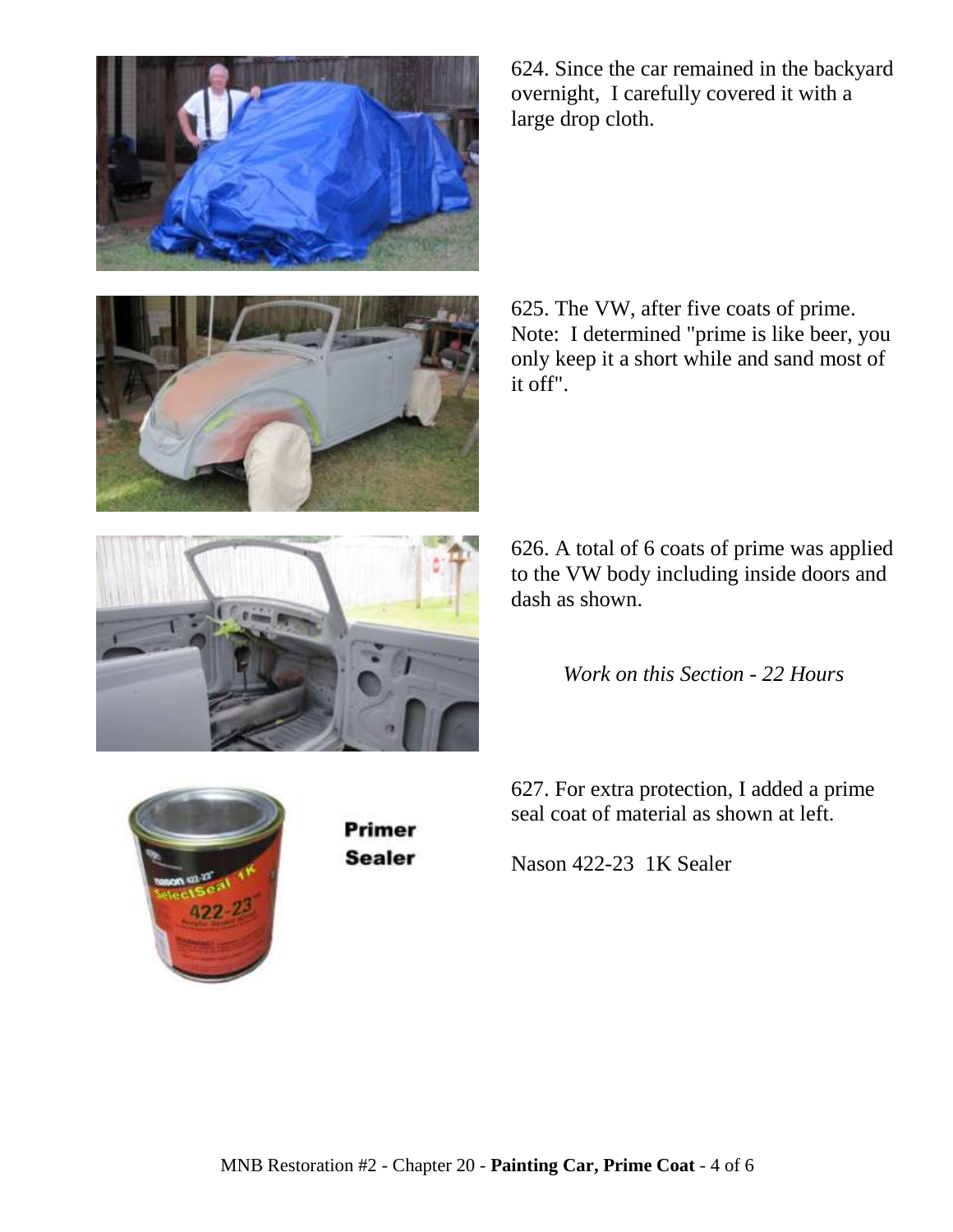624. Since the car remained in the backyard overnight, I carefully covered it with a large drop cloth.

625. The VW, after five coats of prime. Note: I determined "prime is like beer, you only keep it a short while and sand most of it off".

626. A total of 6 coats of prime was applied to the VW body including inside doors and dash as shown.

*Work on this Section - 22 Hours*

**Primer Sealer**

627. For extra protection, I added a prime seal coat of material as shown at left.

Nason 422-23 1K Sealer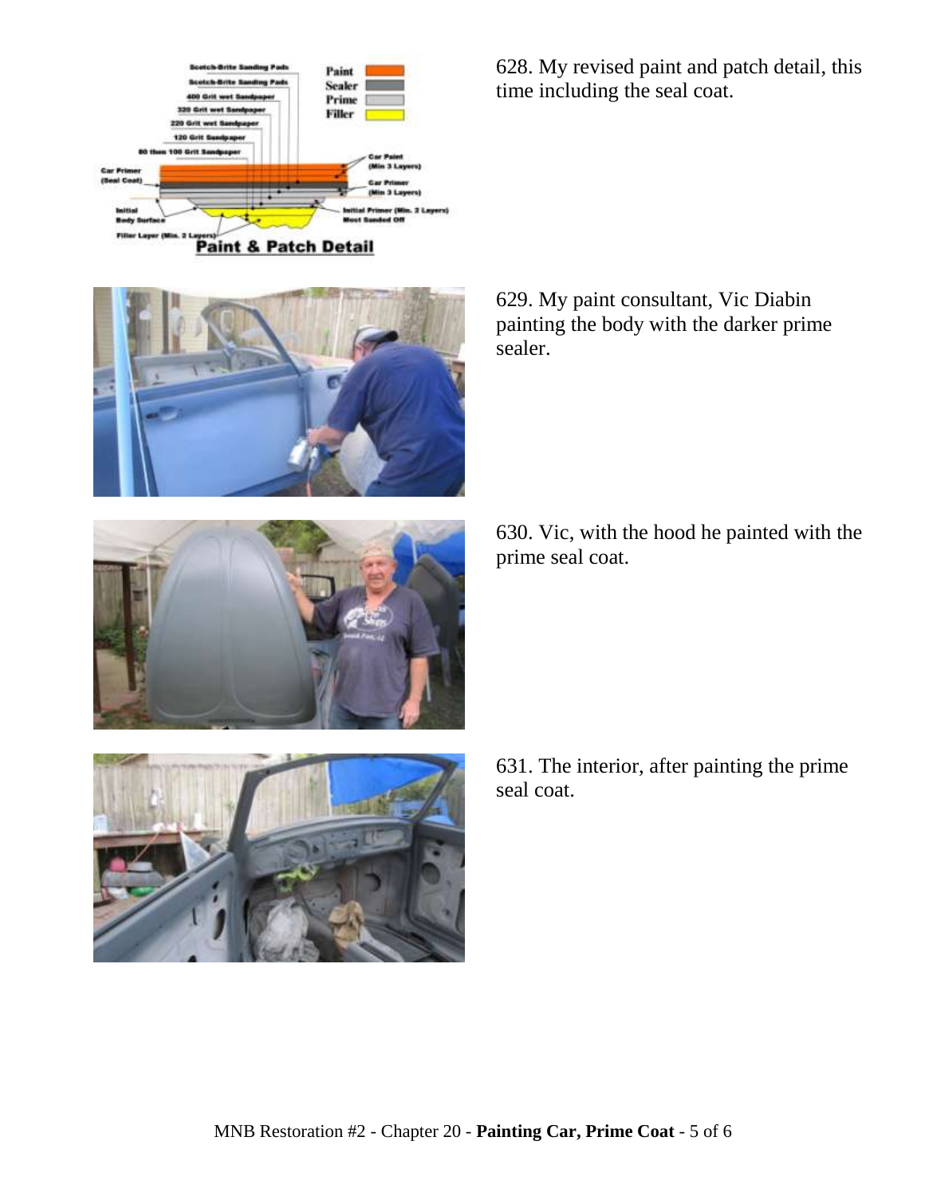628. My revised paint and patch detail, this time including the seal coat.

629. My paint consultant, Vic Diabin painting the body with the darker prime sealer.

630. Vic, with the hood he painted with the prime seal coat.

631. The interior, after painting the prime seal coat.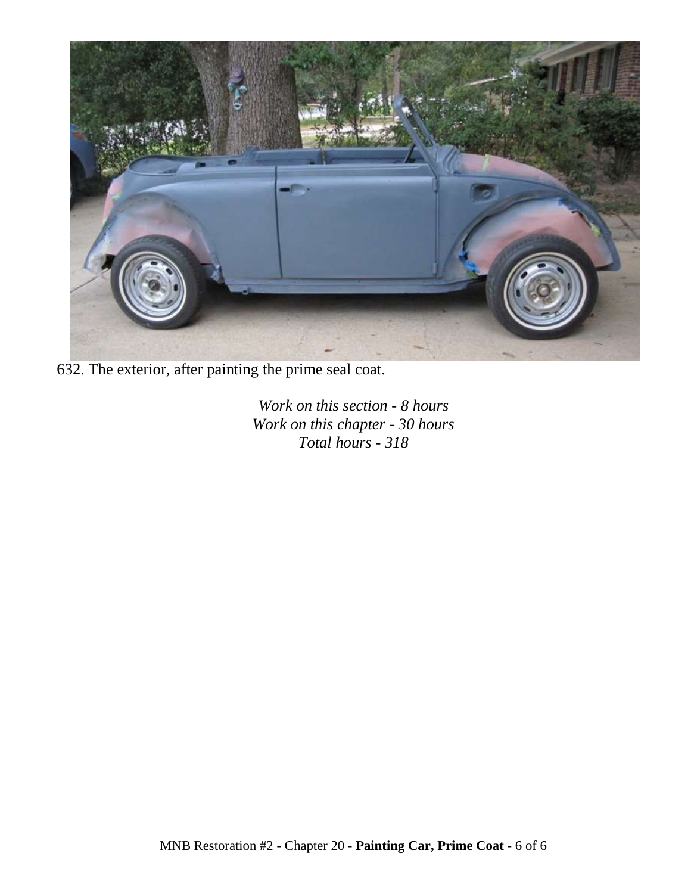632. The exterior, after painting the prime seal coat.

*Work on this section - 8 hours*
*Work on this chapter - 30 hours*
*Total hours - 318*